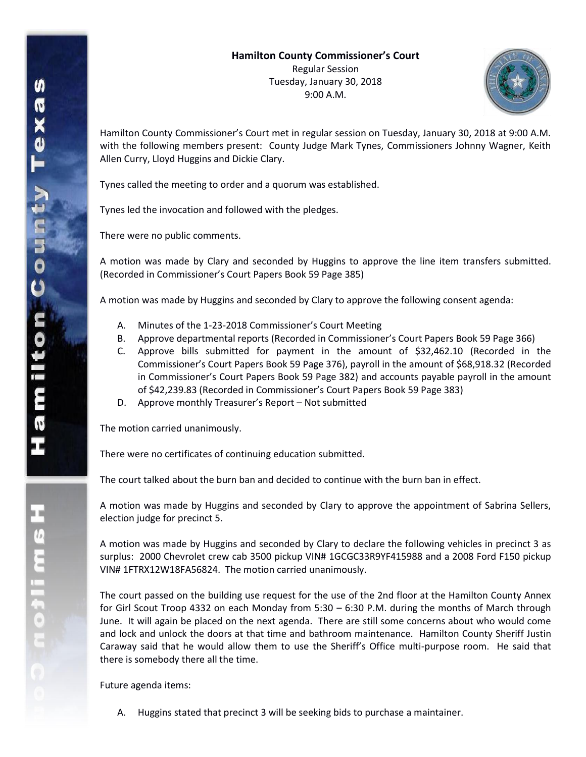**Hamilton County Commissioner's Court**

Regular Session

Tuesday, January 30, 2018

9:00 A.M.

Hamilton County Commissioner's Court met in regular session on Tuesday, January 30, 2018 at 9:00 A.M. with the following members present: County Judge Mark Tynes, Commissioners Johnny Wagner, Keith Allen Curry, Lloyd Huggins and Dickie Clary.

Tynes called the meeting to order and a quorum was established.

Tynes led the invocation and followed with the pledges.

There were no public comments.

A motion was made by Clary and seconded by Huggins to approve the line item transfers submitted. (Recorded in Commissioner's Court Papers Book 59 Page 385)

A motion was made by Huggins and seconded by Clary to approve the following consent agenda:

A. Minutes of the 1-23-2018 Commissioner's Court Meeting
B. Approve departmental reports (Recorded in Commissioner's Court Papers Book 59 Page 366)
C. Approve bills submitted for payment in the amount of $32,462.10 (Recorded in the Commissioner's Court Papers Book 59 Page 376), payroll in the amount of $68,918.32 (Recorded in Commissioner's Court Papers Book 59 Page 382) and accounts payable payroll in the amount of $42,239.83 (Recorded in Commissioner's Court Papers Book 59 Page 383)
D. Approve monthly Treasurer's Report – Not submitted

The motion carried unanimously.

There were no certificates of continuing education submitted.

The court talked about the burn ban and decided to continue with the burn ban in effect.

A motion was made by Huggins and seconded by Clary to approve the appointment of Sabrina Sellers, election judge for precinct 5.

A motion was made by Huggins and seconded by Clary to declare the following vehicles in precinct 3 as surplus: 2000 Chevrolet crew cab 3500 pickup VIN# 1GCGC33R9YF415988 and a 2008 Ford F150 pickup VIN# 1FTRX12W18FA56824. The motion carried unanimously.

The court passed on the building use request for the use of the 2nd floor at the Hamilton County Annex for Girl Scout Troop 4332 on each Monday from 5:30 – 6:30 P.M. during the months of March through June. It will again be placed on the next agenda. There are still some concerns about who would come and lock and unlock the doors at that time and bathroom maintenance. Hamilton County Sheriff Justin Caraway said that he would allow them to use the Sheriff's Office multi-purpose room. He said that there is somebody there all the time.

Future agenda items:

A. Huggins stated that precinct 3 will be seeking bids to purchase a maintainer.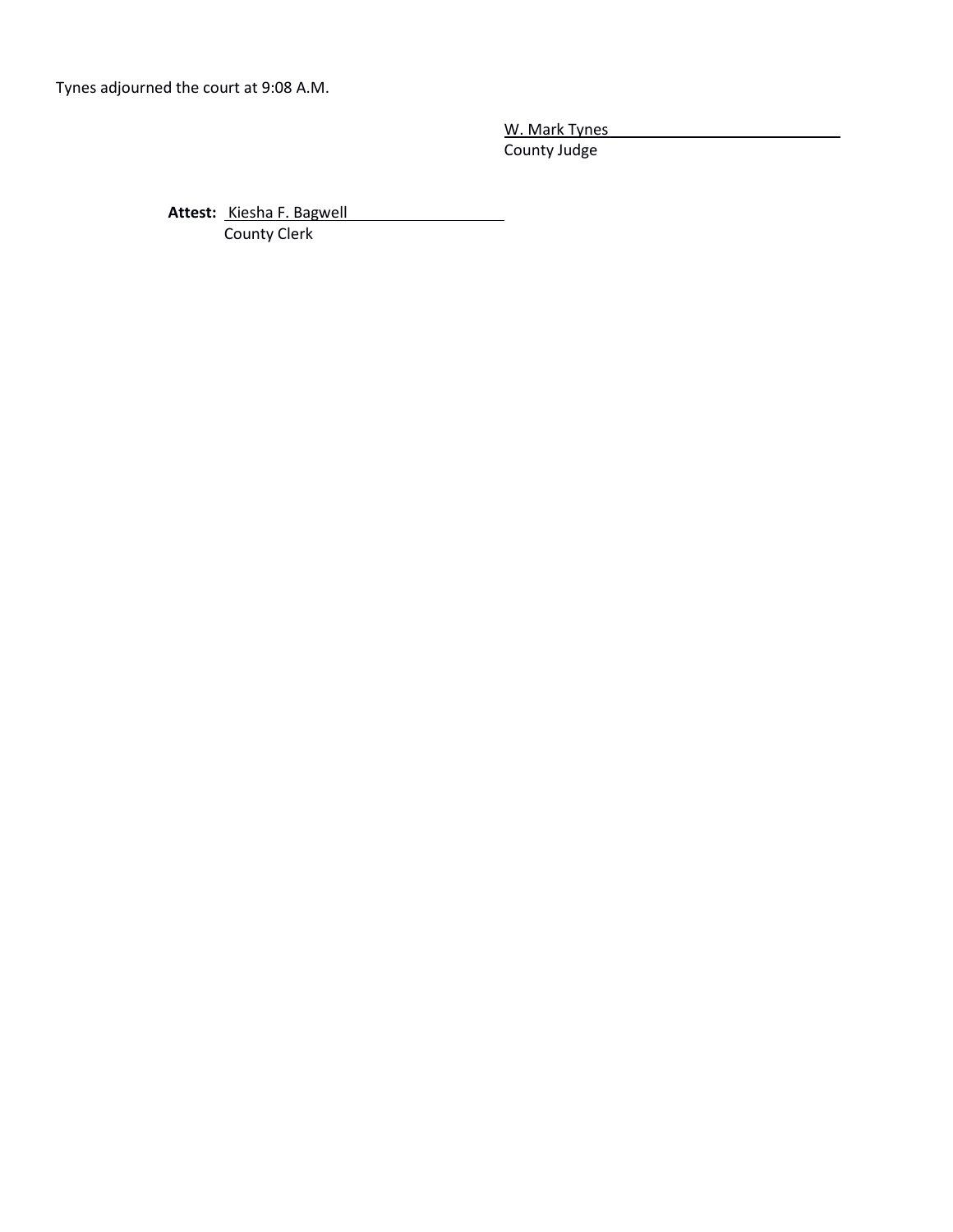Tynes adjourned the court at 9:08 A.M.

W. Mark Tynes
County Judge

**Attest:** Kiesha F. Bagwell
County Clerk